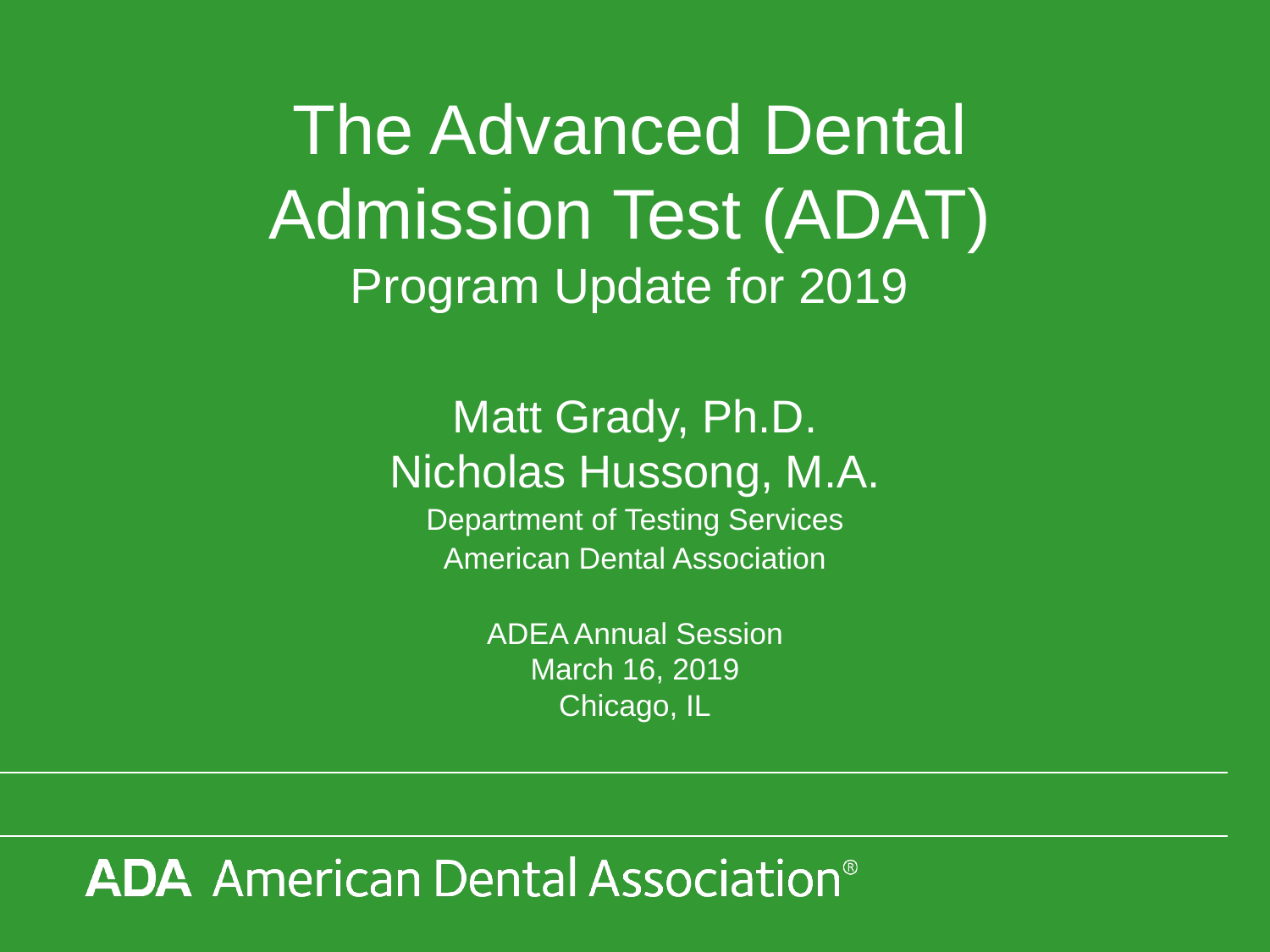# The Advanced Dental Admission Test (ADAT)

## Program Update for 2019

Matt Grady, Ph.D.

Nicholas Hussong, M.A.

Department of Testing Services

American Dental Association

ADEA Annual Session

March 16, 2019

Chicago, IL

**ADA** American Dental Association®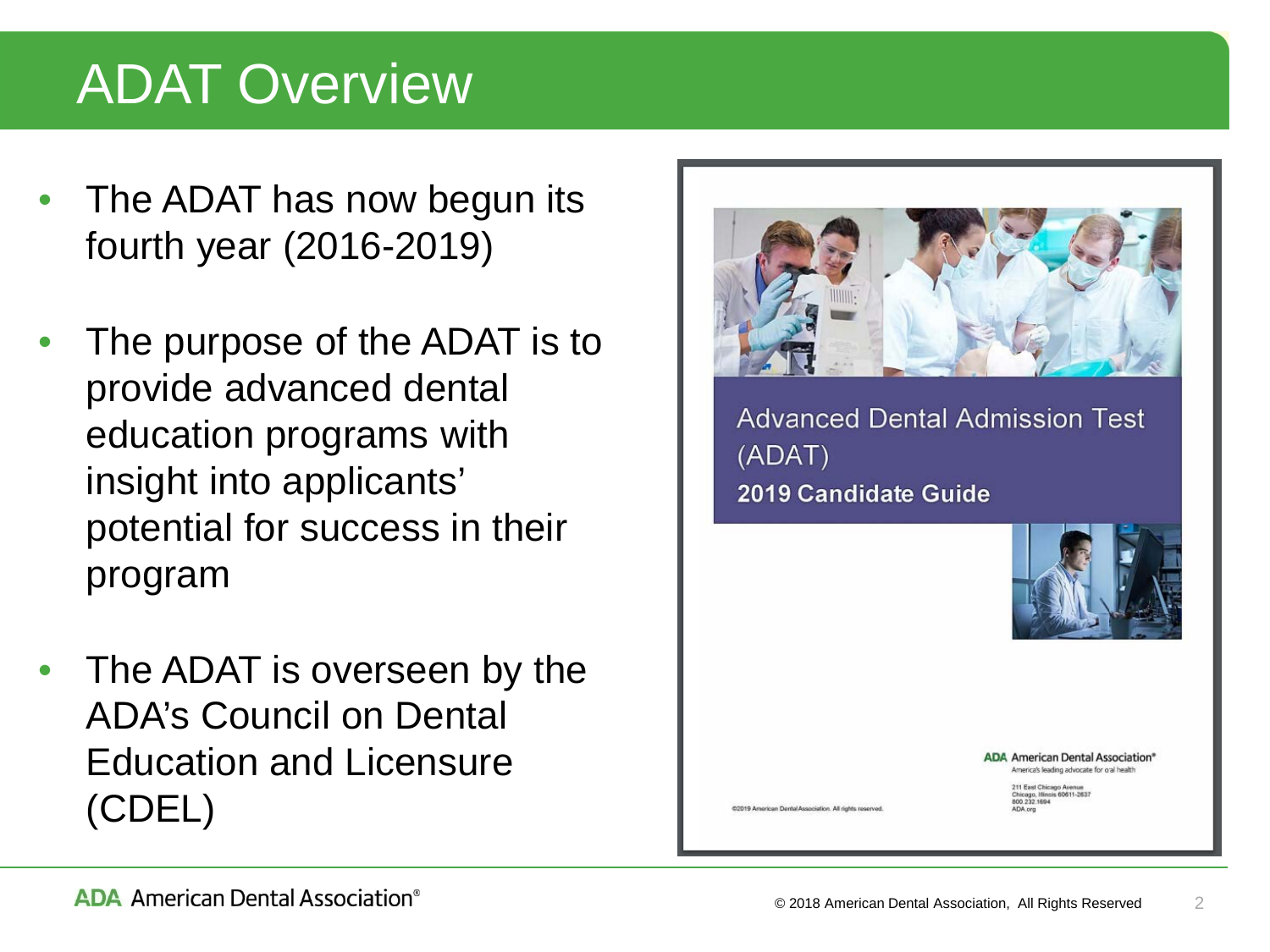# ADAT Overview

- The ADAT has now begun its fourth year (2016-2019)
- The purpose of the ADAT is to provide advanced dental education programs with insight into applicants' potential for success in their program
- The ADAT is overseen by the ADA's Council on Dental Education and Licensure (CDEL)

Advanced Dental Admission Test (ADAT)

**2019 Candidate Guide**

ADA American Dental Association®
America's leading advocate for oral health

211 East Chicago Avenue
Chicago, Illinois 60611-2637
800.232.1694
ADA.org

©2019 American Dental Association. All rights reserved.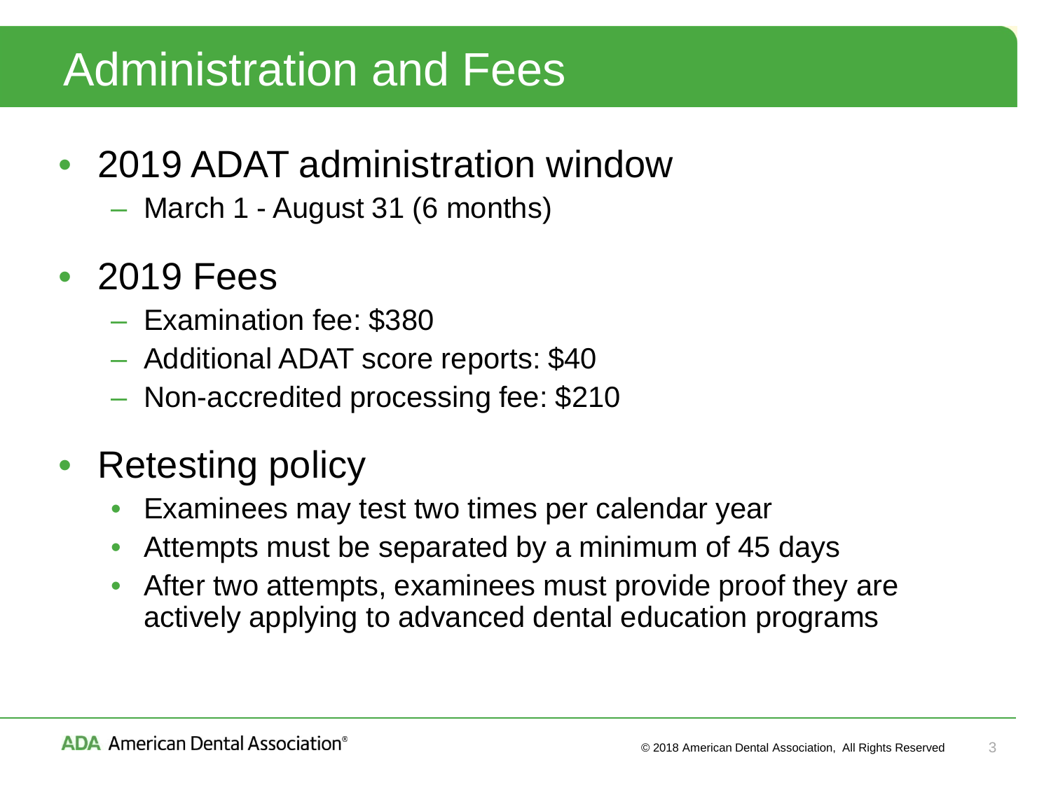# Administration and Fees

- 2019 ADAT administration window
  - March 1 - August 31 (6 months)
- 2019 Fees
  - Examination fee: $380
  - Additional ADAT score reports: $40
  - Non-accredited processing fee: $210
- Retesting policy
  - Examinees may test two times per calendar year
  - Attempts must be separated by a minimum of 45 days
  - After two attempts, examinees must provide proof they are actively applying to advanced dental education programs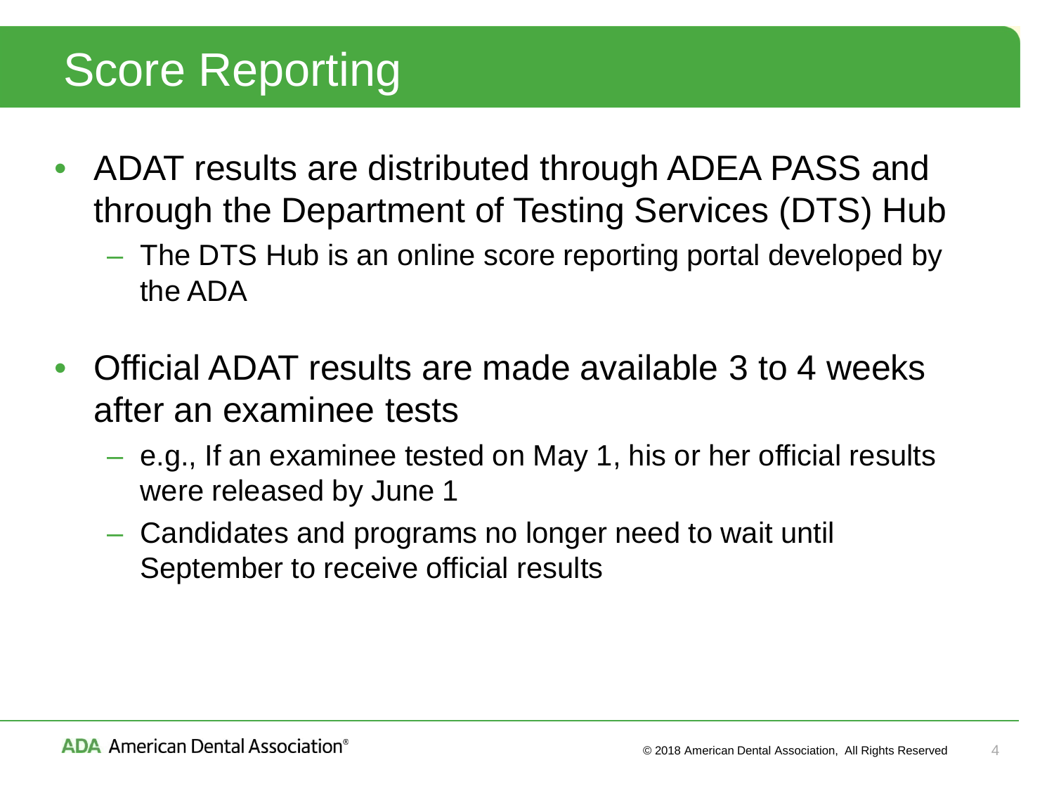# Score Reporting

- ADAT results are distributed through ADEA PASS and through the Department of Testing Services (DTS) Hub
  - The DTS Hub is an online score reporting portal developed by the ADA
- Official ADAT results are made available 3 to 4 weeks after an examinee tests
  - e.g., If an examinee tested on May 1, his or her official results were released by June 1
  - Candidates and programs no longer need to wait until September to receive official results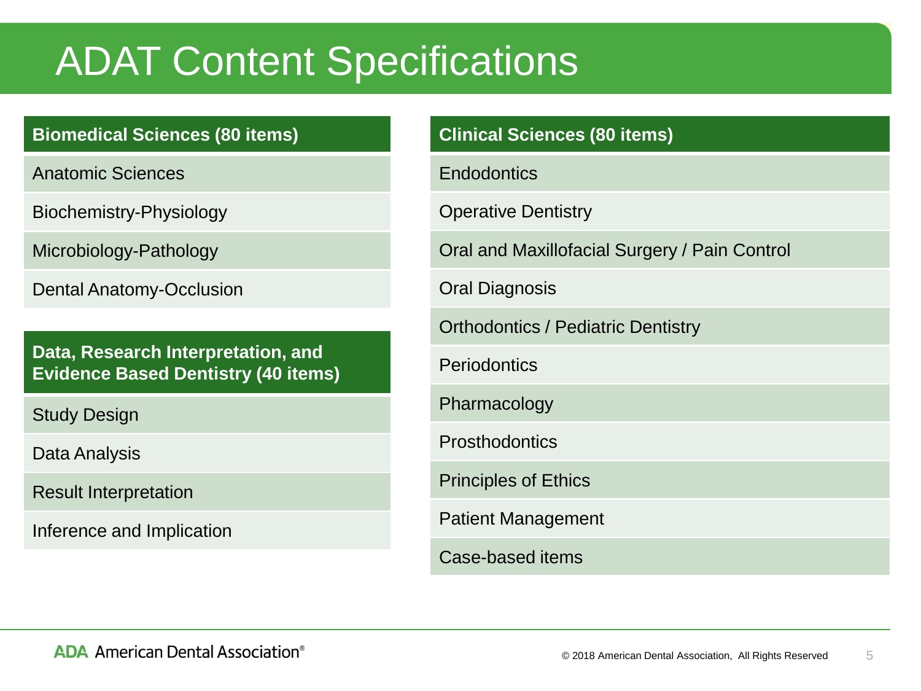# ADAT Content Specifications

| Biomedical Sciences (80 items) |
| --- |
| Anatomic Sciences |
| Biochemistry-Physiology |
| Microbiology-Pathology |
| Dental Anatomy-Occlusion |

| Data, Research Interpretation, and Evidence Based Dentistry (40 items) |
| --- |
| Study Design |
| Data Analysis |
| Result Interpretation |
| Inference and Implication |

| Clinical Sciences (80 items) |
| --- |
| Endodontics |
| Operative Dentistry |
| Oral and Maxillofacial Surgery / Pain Control |
| Oral Diagnosis |
| Orthodontics / Pediatric Dentistry |
| Periodontics |
| Pharmacology |
| Prosthodontics |
| Principles of Ethics |
| Patient Management |
| Case-based items |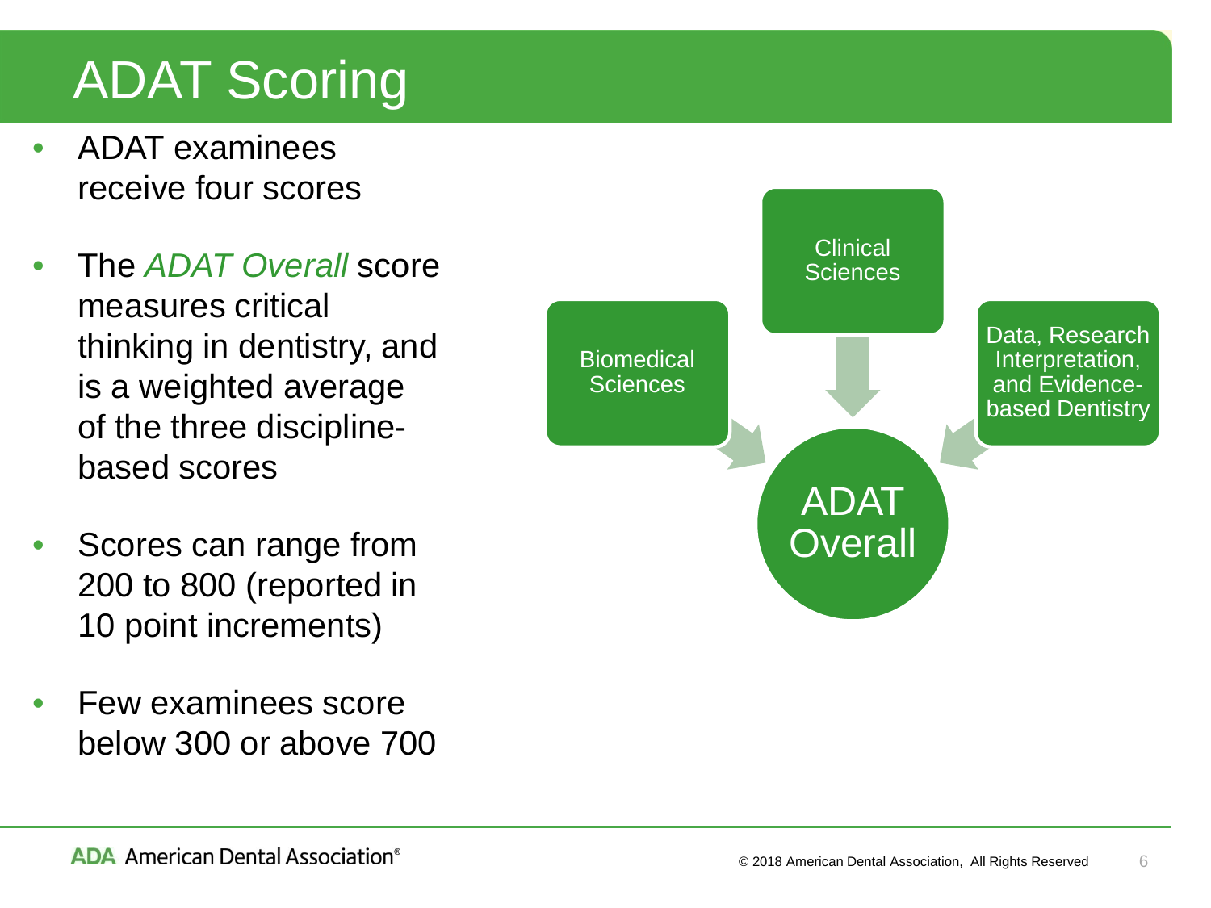# ADAT Scoring

- ADAT examinees receive four scores
- The *ADAT Overall* score measures critical thinking in dentistry, and is a weighted average of the three discipline-based scores
- Scores can range from 200 to 800 (reported in 10 point increments)
- Few examinees score below 300 or above 700

Clinical Sciences

Biomedical Sciences

Data, Research Interpretation, and Evidence-based Dentistry

ADAT Overall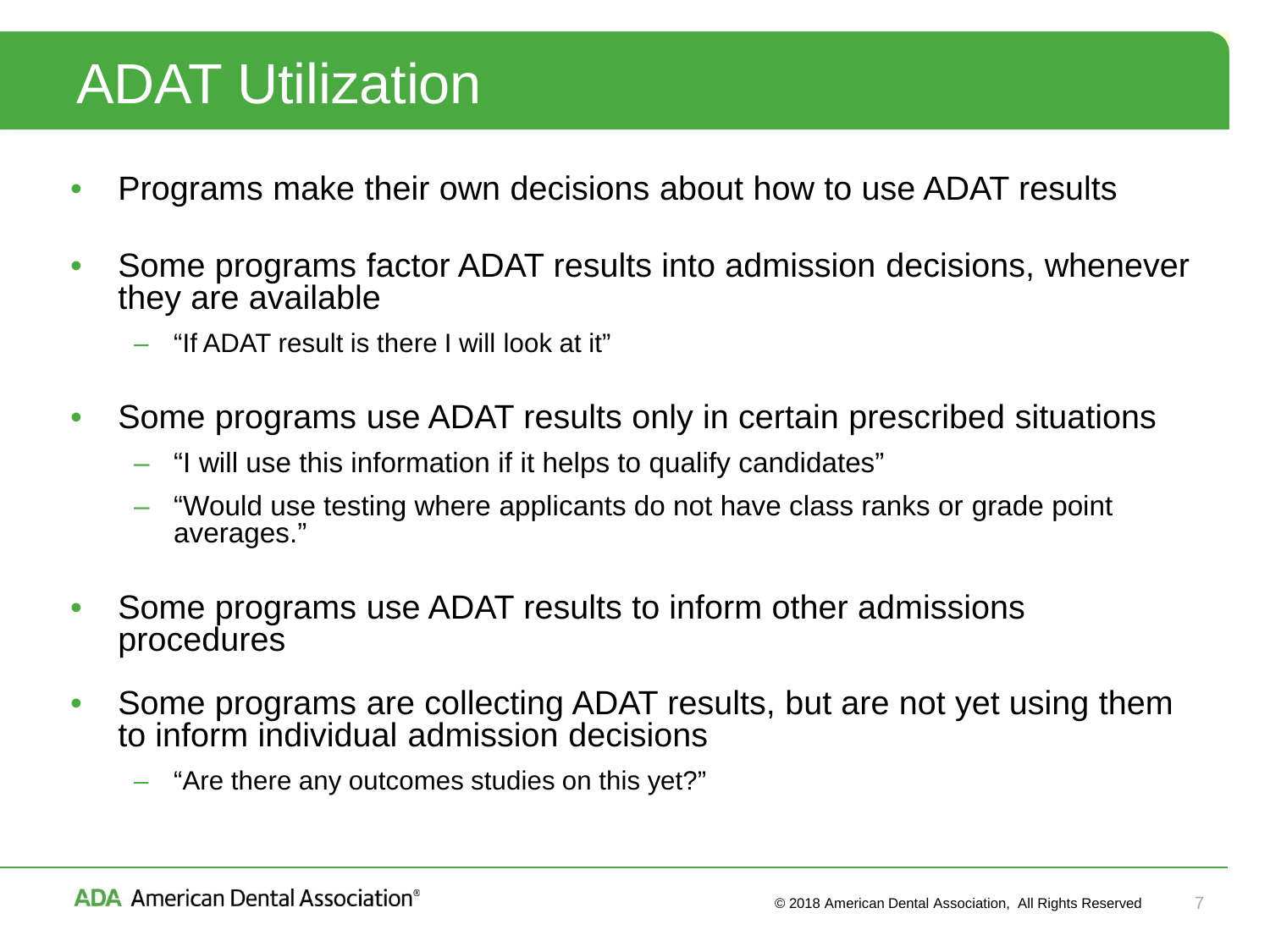# ADAT Utilization

- Programs make their own decisions about how to use ADAT results
- Some programs factor ADAT results into admission decisions, whenever they are available
  - "If ADAT result is there I will look at it"
- Some programs use ADAT results only in certain prescribed situations
  - "I will use this information if it helps to qualify candidates"
  - "Would use testing where applicants do not have class ranks or grade point averages."
- Some programs use ADAT results to inform other admissions procedures
- Some programs are collecting ADAT results, but are not yet using them to inform individual admission decisions
  - "Are there any outcomes studies on this yet?"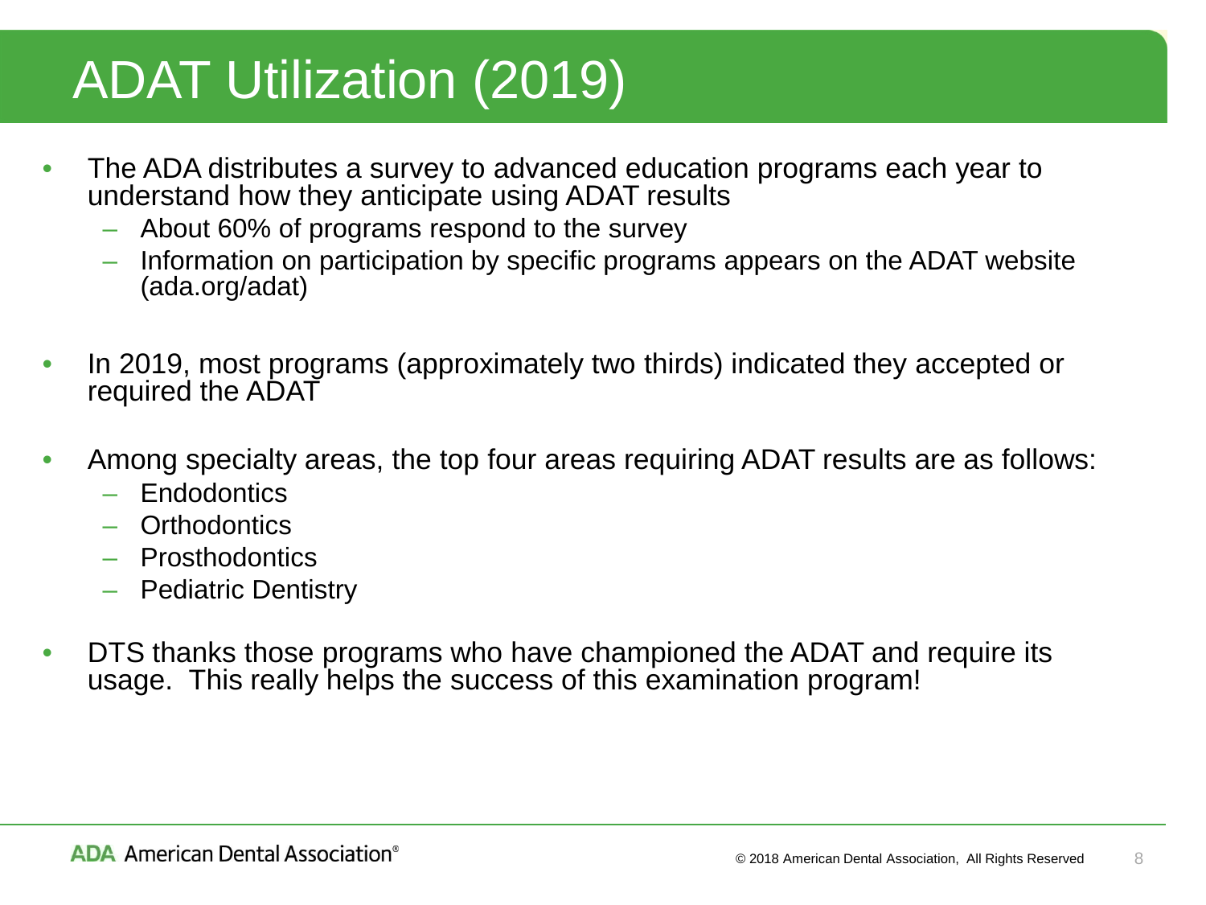# ADAT Utilization (2019)

- The ADA distributes a survey to advanced education programs each year to understand how they anticipate using ADAT results
  - About 60% of programs respond to the survey
  - Information on participation by specific programs appears on the ADAT website (ada.org/adat)

- In 2019, most programs (approximately two thirds) indicated they accepted or required the ADAT

- Among specialty areas, the top four areas requiring ADAT results are as follows:
  - Endodontics
  - Orthodontics
  - Prosthodontics
  - Pediatric Dentistry

- DTS thanks those programs who have championed the ADAT and require its usage. This really helps the success of this examination program!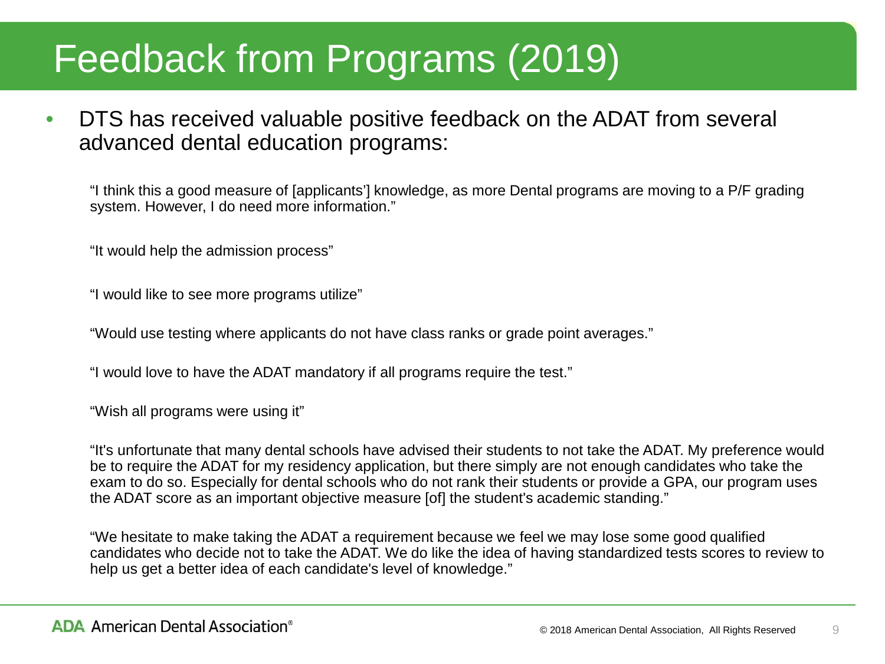# Feedback from Programs (2019)

- DTS has received valuable positive feedback on the ADAT from several advanced dental education programs:

"I think this a good measure of [applicants'] knowledge, as more Dental programs are moving to a P/F grading system. However, I do need more information."

"It would help the admission process"

"I would like to see more programs utilize"

"Would use testing where applicants do not have class ranks or grade point averages."

"I would love to have the ADAT mandatory if all programs require the test."

"Wish all programs were using it"

"It's unfortunate that many dental schools have advised their students to not take the ADAT. My preference would be to require the ADAT for my residency application, but there simply are not enough candidates who take the exam to do so. Especially for dental schools who do not rank their students or provide a GPA, our program uses the ADAT score as an important objective measure [of] the student's academic standing."

"We hesitate to make taking the ADAT a requirement because we feel we may lose some good qualified candidates who decide not to take the ADAT. We do like the idea of having standardized tests scores to review to help us get a better idea of each candidate's level of knowledge."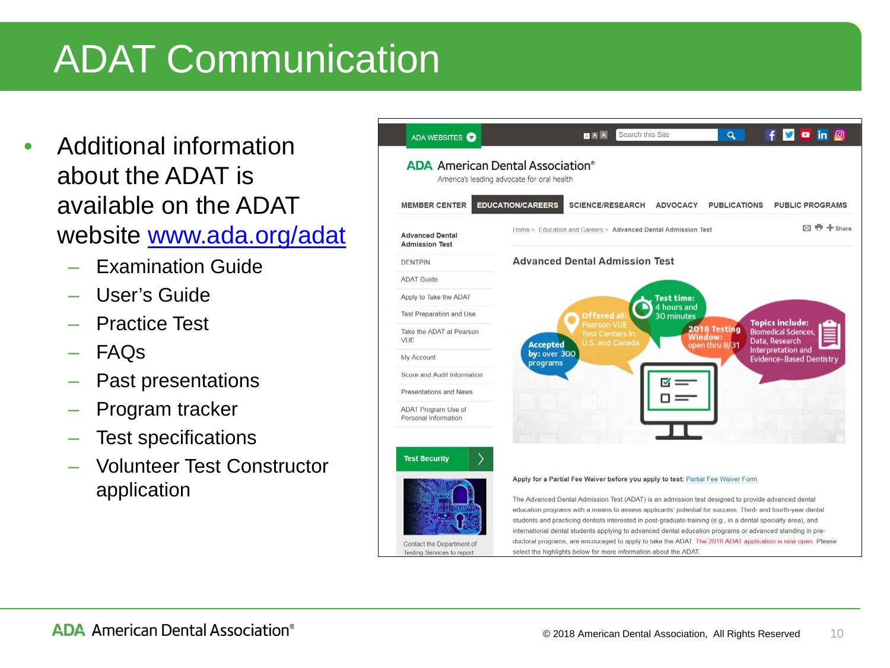# ADAT Communication

- Additional information about the ADAT is available on the ADAT website www.ada.org/adat
  - Examination Guide
  - User's Guide
  - Practice Test
  - FAQs
  - Past presentations
  - Program tracker
  - Test specifications
  - Volunteer Test Constructor application

© 2018 American Dental Association, All Rights Reserved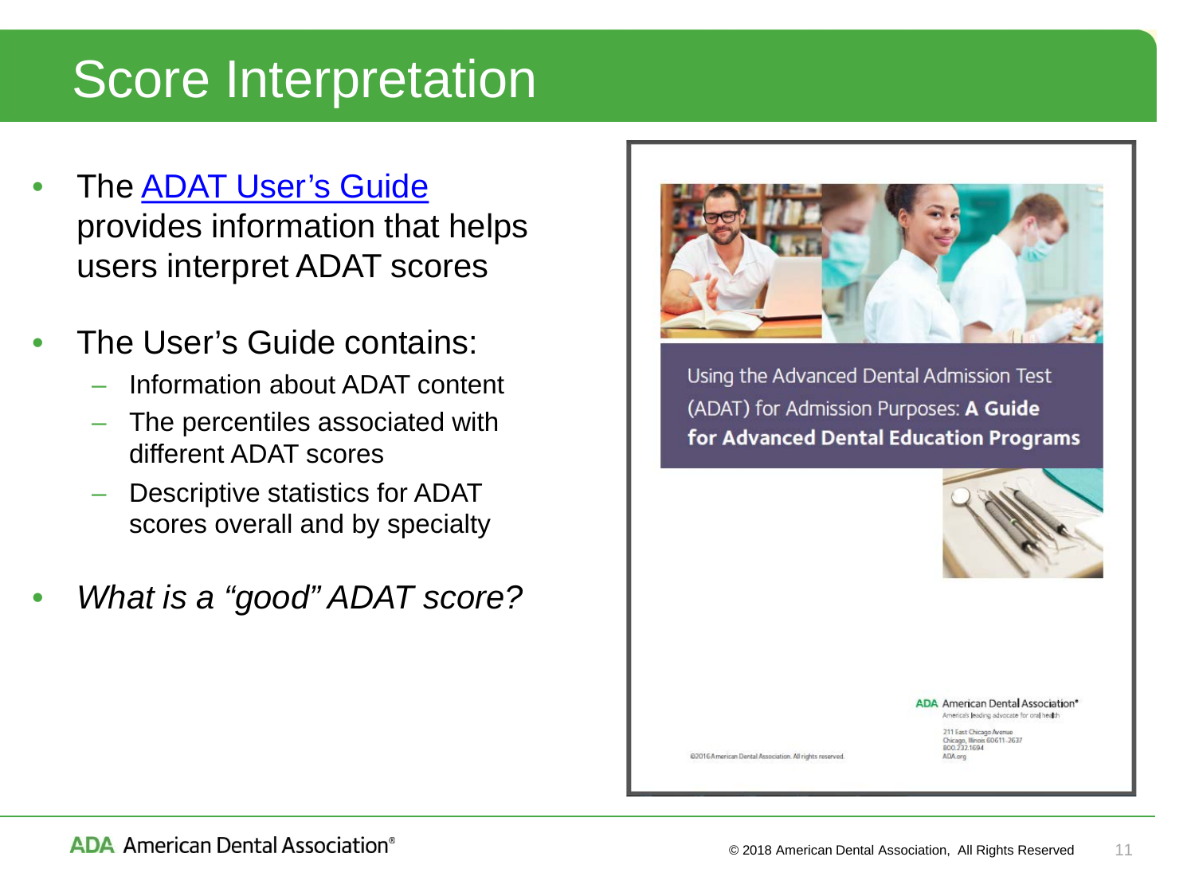# Score Interpretation

- The ADAT User's Guide provides information that helps users interpret ADAT scores
- The User's Guide contains:
  - Information about ADAT content
  - The percentiles associated with different ADAT scores
  - Descriptive statistics for ADAT scores overall and by specialty
- *What is a "good" ADAT score?*

Using the Advanced Dental Admission Test (ADAT) for Admission Purposes: **A Guide for Advanced Dental Education Programs**

ADA American Dental Association®
America's leading advocate for oral health

211 East Chicago Avenue
Chicago, Illinois 60611-2637
800.232.1694
ADA.org

©2016 American Dental Association. All rights reserved.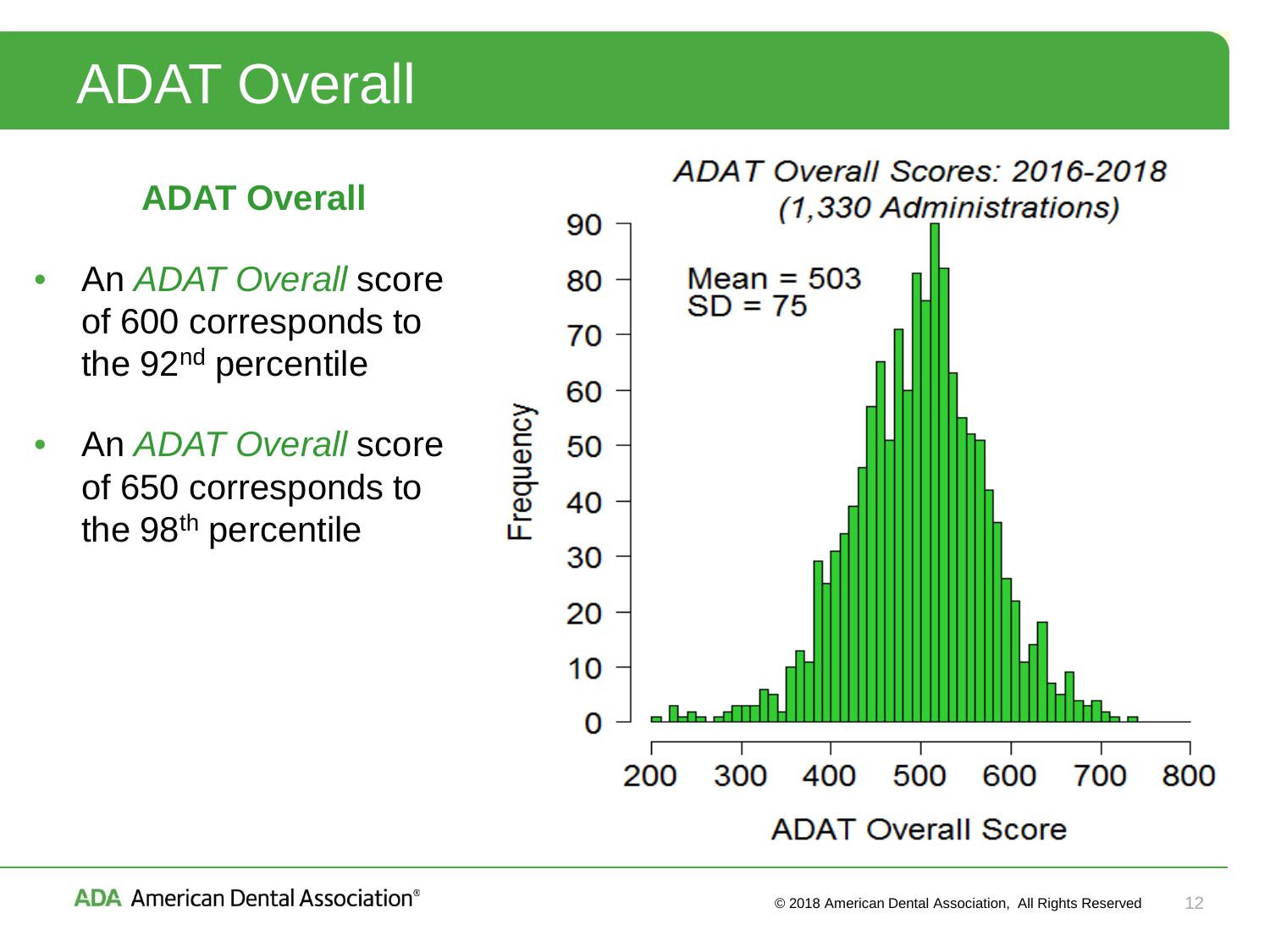# ADAT Overall

## ADAT Overall

- An *ADAT Overall* score of 600 corresponds to the 92nd percentile
- An *ADAT Overall* score of 650 corresponds to the 98th percentile

*ADAT Overall Scores: 2016-2018*
*(1,330 Administrations)*

Mean = 503
SD = 75

Frequency

ADAT Overall Score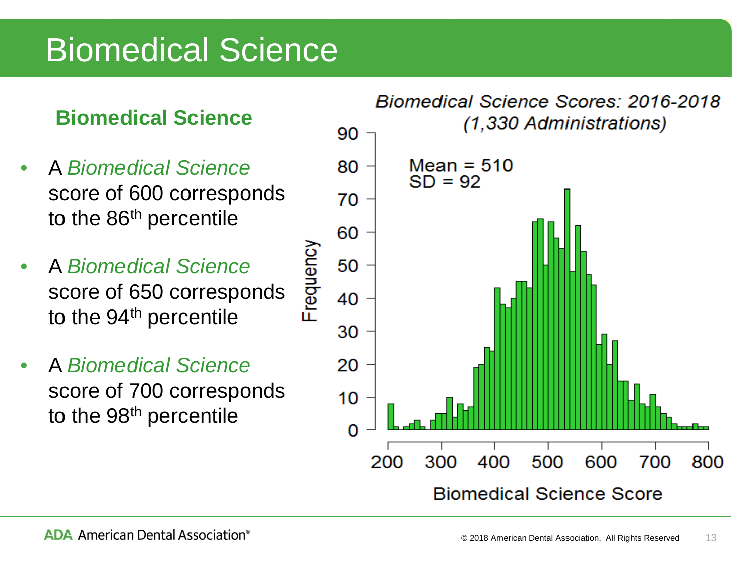# Biomedical Science

## Biomedical Science

- A *Biomedical Science* score of 600 corresponds to the 86th percentile
- A *Biomedical Science* score of 650 corresponds to the 94th percentile
- A *Biomedical Science* score of 700 corresponds to the 98th percentile

*Biomedical Science Scores: 2016-2018 (1,330 Administrations)*

Mean = 510
SD = 92

Frequency

Biomedical Science Score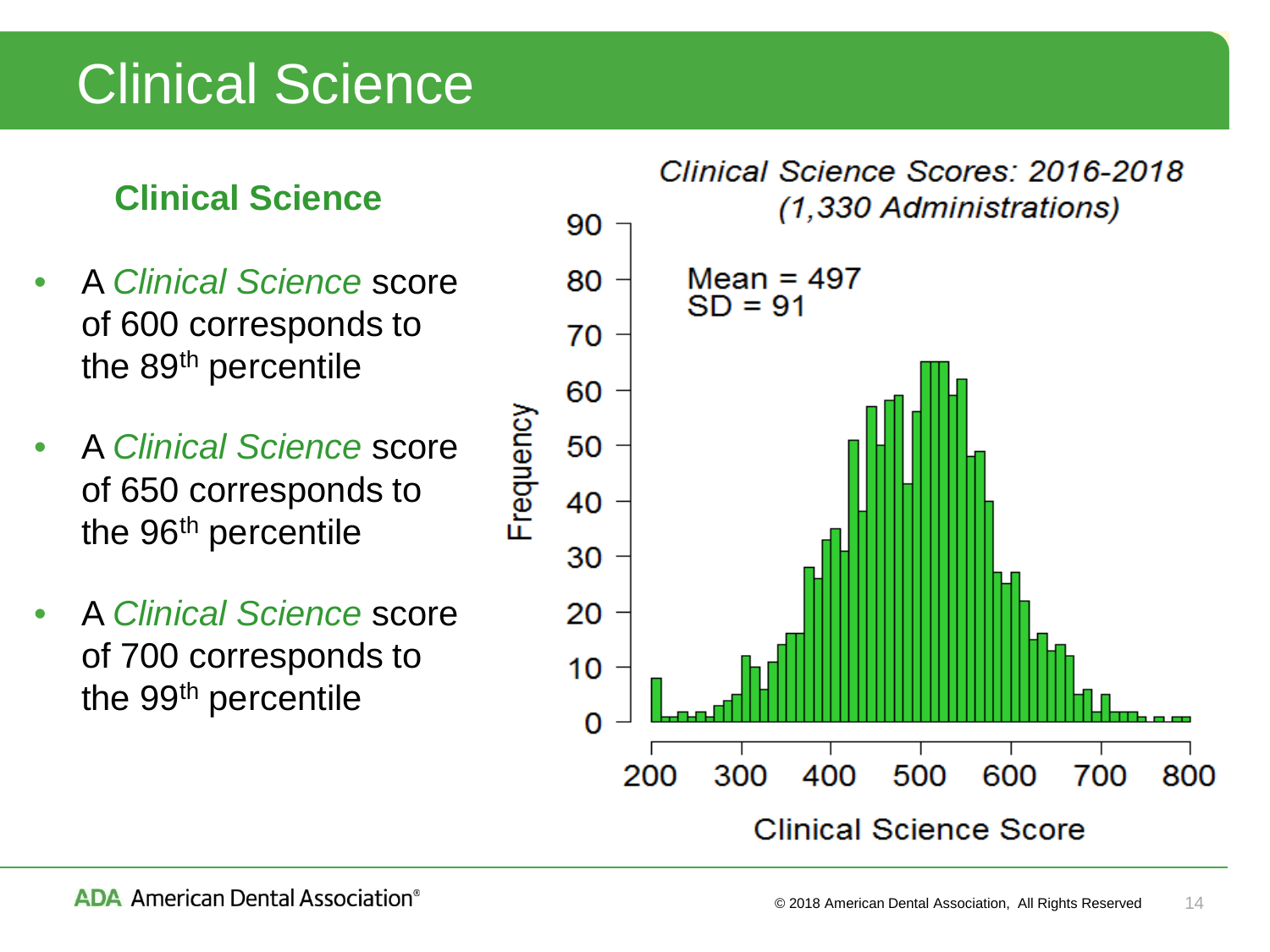# Clinical Science

## Clinical Science

- A *Clinical Science* score of 600 corresponds to the 89th percentile
- A *Clinical Science* score of 650 corresponds to the 96th percentile
- A *Clinical Science* score of 700 corresponds to the 99th percentile

*Clinical Science Scores: 2016-2018*
*(1,330 Administrations)*

Mean = 497
SD = 91

Frequency

Clinical Science Score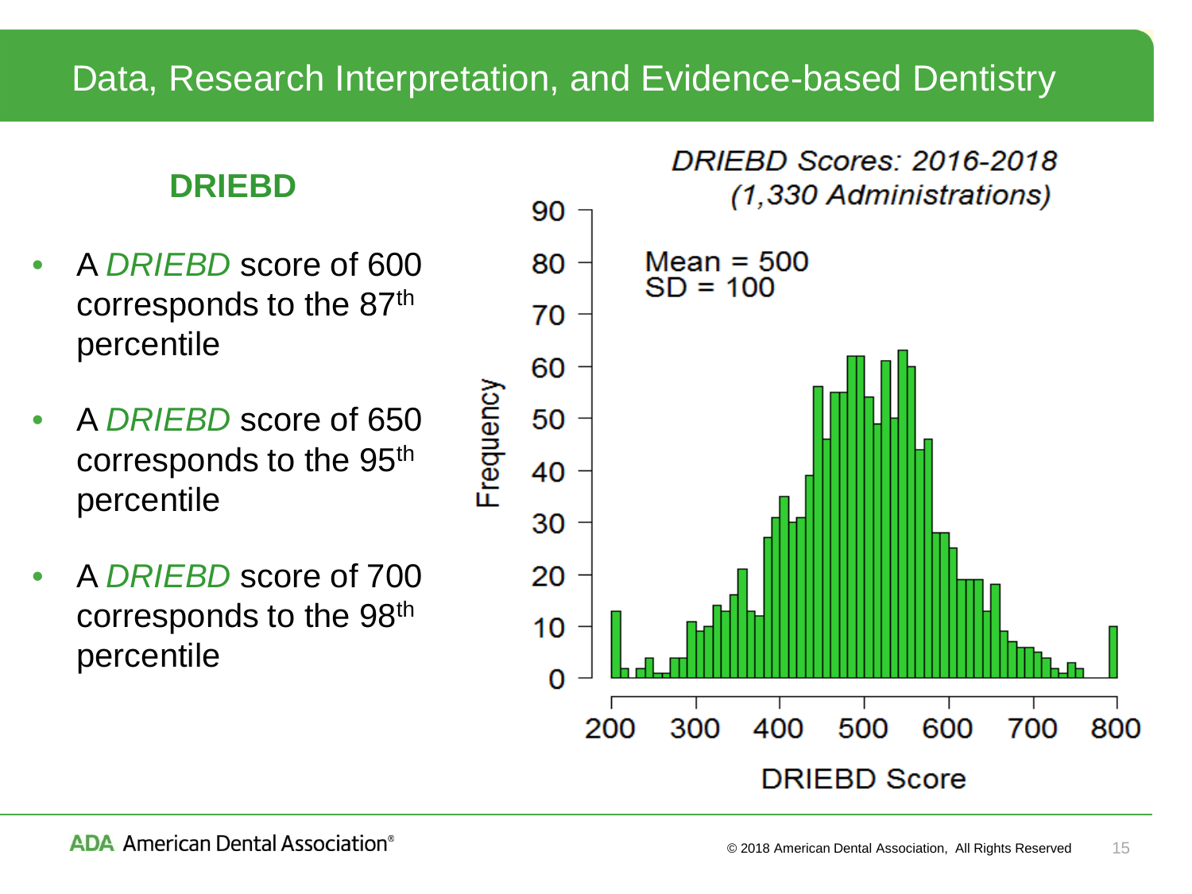# Data, Research Interpretation, and Evidence-based Dentistry

## DRIEBD

- A *DRIEBD* score of 600 corresponds to the 87th percentile
- A *DRIEBD* score of 650 corresponds to the 95th percentile
- A *DRIEBD* score of 700 corresponds to the 98th percentile

DRIEBD Scores: 2016-2018 (1,330 Administrations)

Mean = 500
SD = 100

Frequency

DRIEBD Score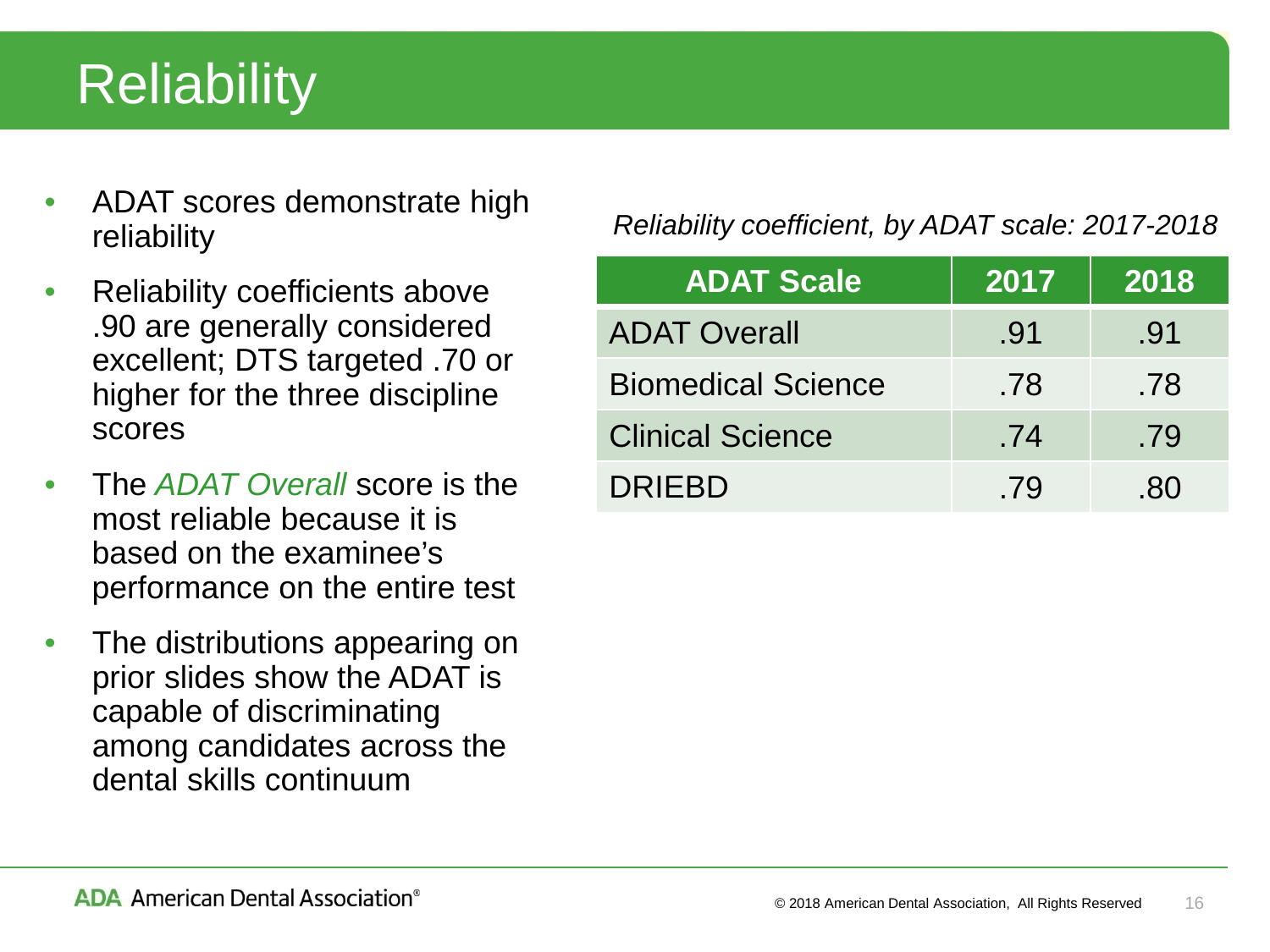# Reliability

- ADAT scores demonstrate high reliability
- Reliability coefficients above .90 are generally considered excellent; DTS targeted .70 or higher for the three discipline scores
- The *ADAT Overall* score is the most reliable because it is based on the examinee's performance on the entire test
- The distributions appearing on prior slides show the ADAT is capable of discriminating among candidates across the dental skills continuum

*Reliability coefficient, by ADAT scale: 2017-2018*

| ADAT Scale | 2017 | 2018 |
|---|---|---|
| ADAT Overall | .91 | .91 |
| Biomedical Science | .78 | .78 |
| Clinical Science | .74 | .79 |
| DRIEBD | .79 | .80 |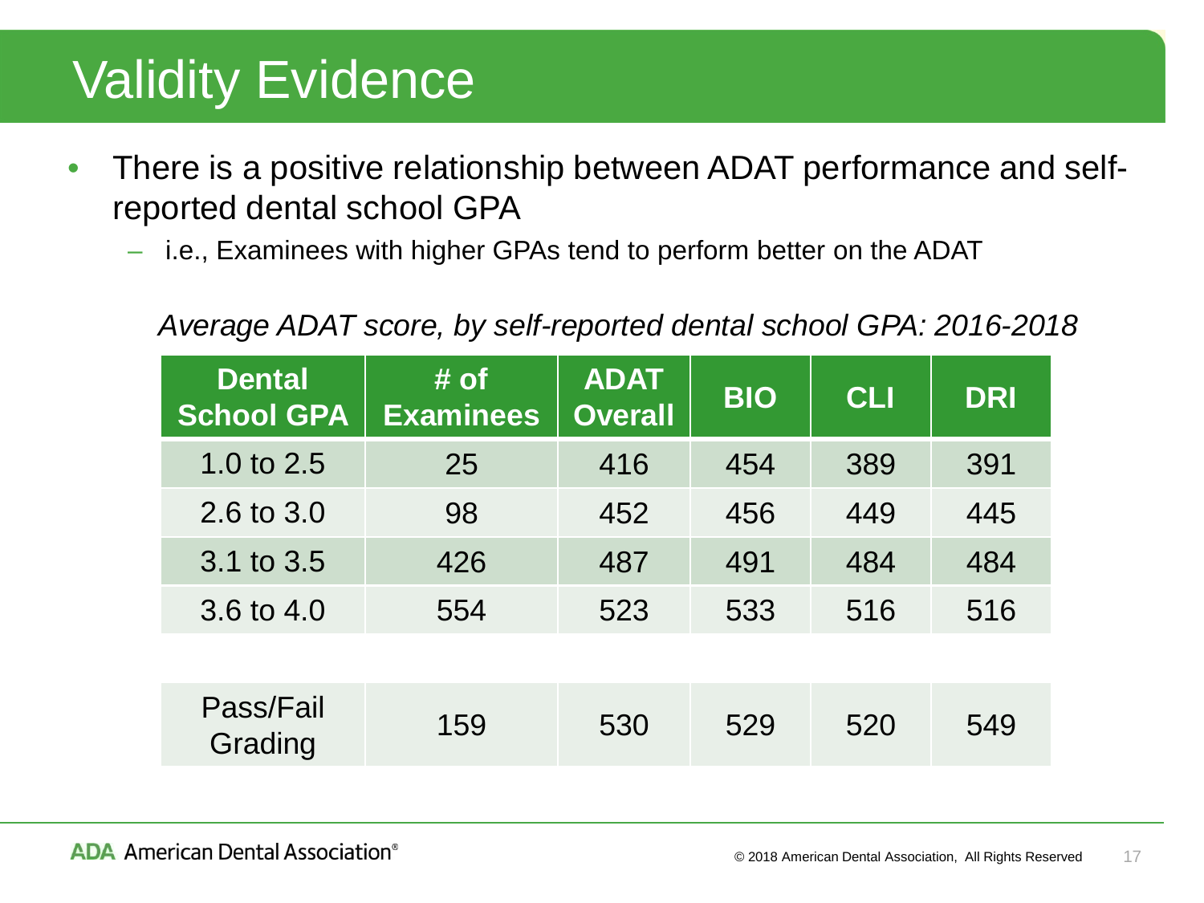# Validity Evidence

- There is a positive relationship between ADAT performance and self-reported dental school GPA
  - i.e., Examinees with higher GPAs tend to perform better on the ADAT

*Average ADAT score, by self-reported dental school GPA: 2016-2018*

| Dental School GPA | # of Examinees | ADAT Overall | BIO | CLI | DRI |
|---|---|---|---|---|---|
| 1.0 to 2.5 | 25 | 416 | 454 | 389 | 391 |
| 2.6 to 3.0 | 98 | 452 | 456 | 449 | 445 |
| 3.1 to 3.5 | 426 | 487 | 491 | 484 | 484 |
| 3.6 to 4.0 | 554 | 523 | 533 | 516 | 516 |
| Pass/Fail Grading | 159 | 530 | 529 | 520 | 549 |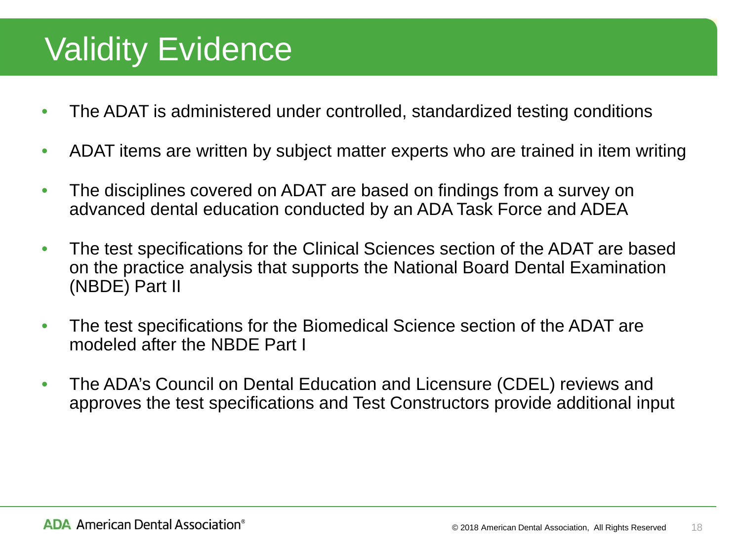# Validity Evidence

- The ADAT is administered under controlled, standardized testing conditions
- ADAT items are written by subject matter experts who are trained in item writing
- The disciplines covered on ADAT are based on findings from a survey on advanced dental education conducted by an ADA Task Force and ADEA
- The test specifications for the Clinical Sciences section of the ADAT are based on the practice analysis that supports the National Board Dental Examination (NBDE) Part II
- The test specifications for the Biomedical Science section of the ADAT are modeled after the NBDE Part I
- The ADA's Council on Dental Education and Licensure (CDEL) reviews and approves the test specifications and Test Constructors provide additional input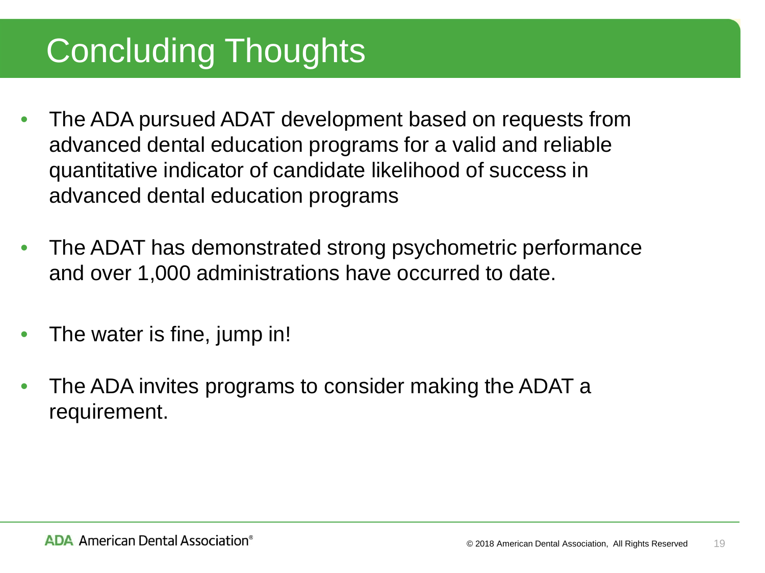# Concluding Thoughts

- The ADA pursued ADAT development based on requests from advanced dental education programs for a valid and reliable quantitative indicator of candidate likelihood of success in advanced dental education programs
- The ADAT has demonstrated strong psychometric performance and over 1,000 administrations have occurred to date.
- The water is fine, jump in!
- The ADA invites programs to consider making the ADAT a requirement.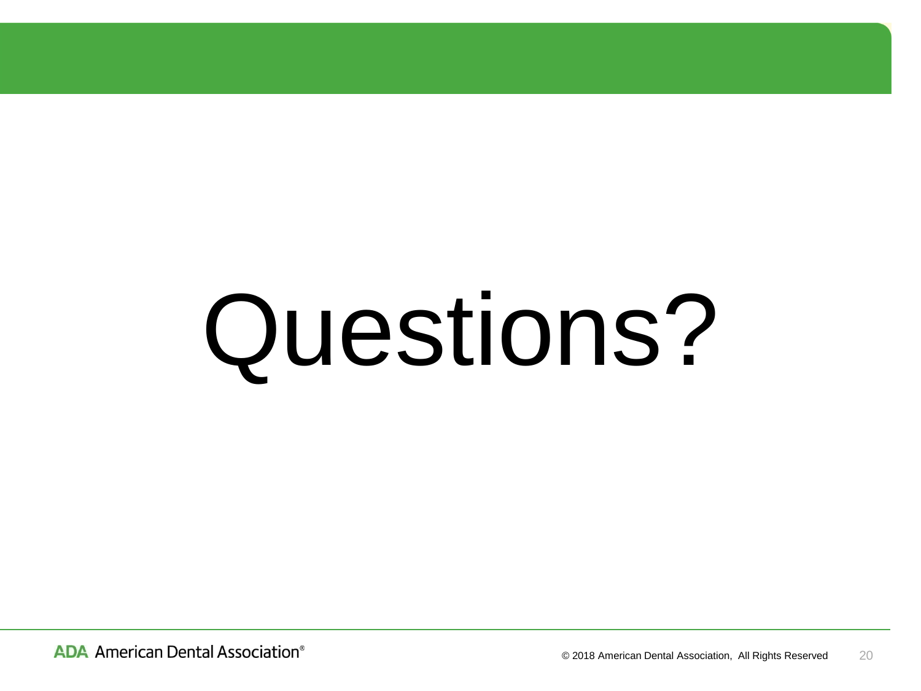# Questions?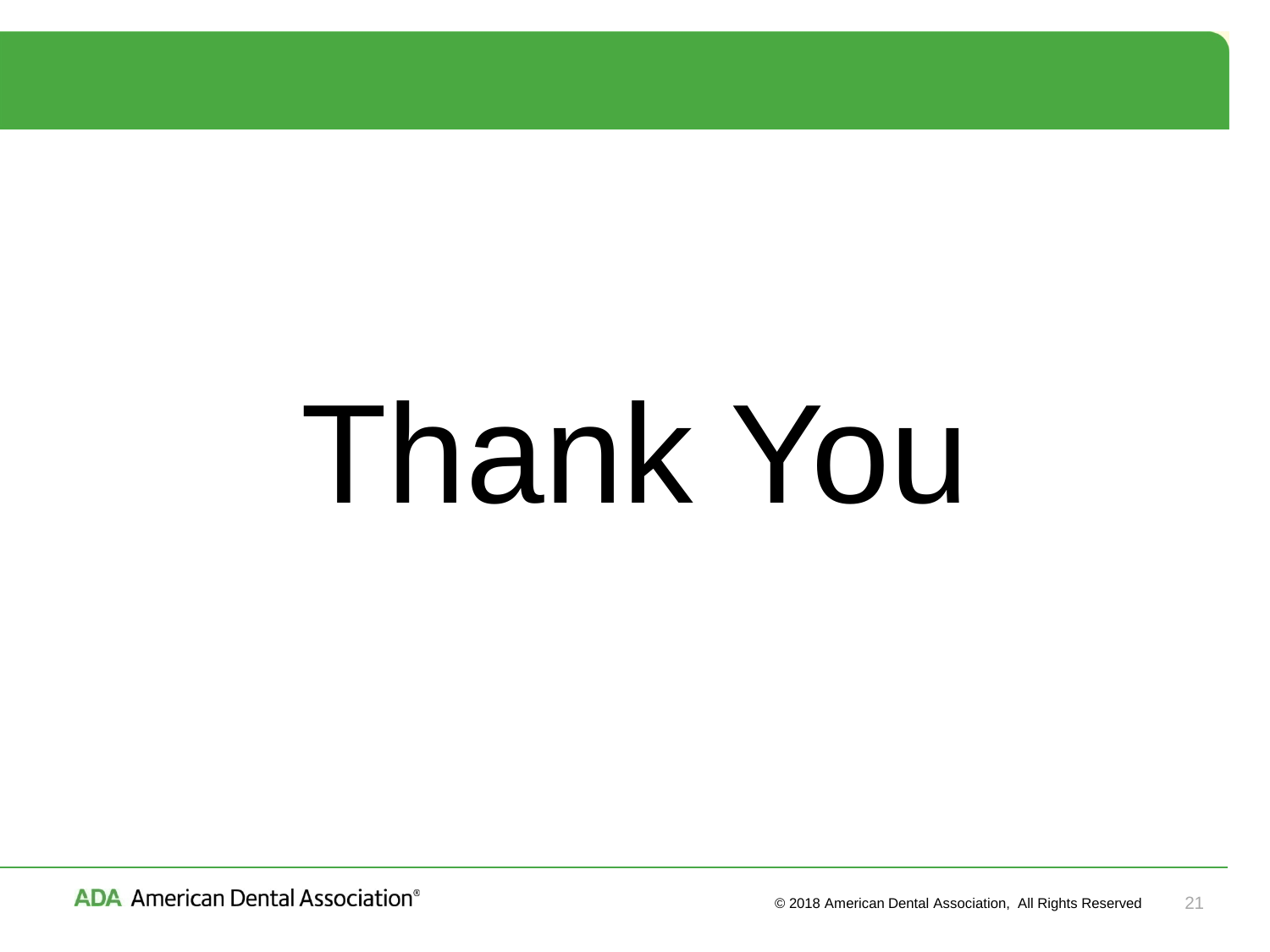# Thank You